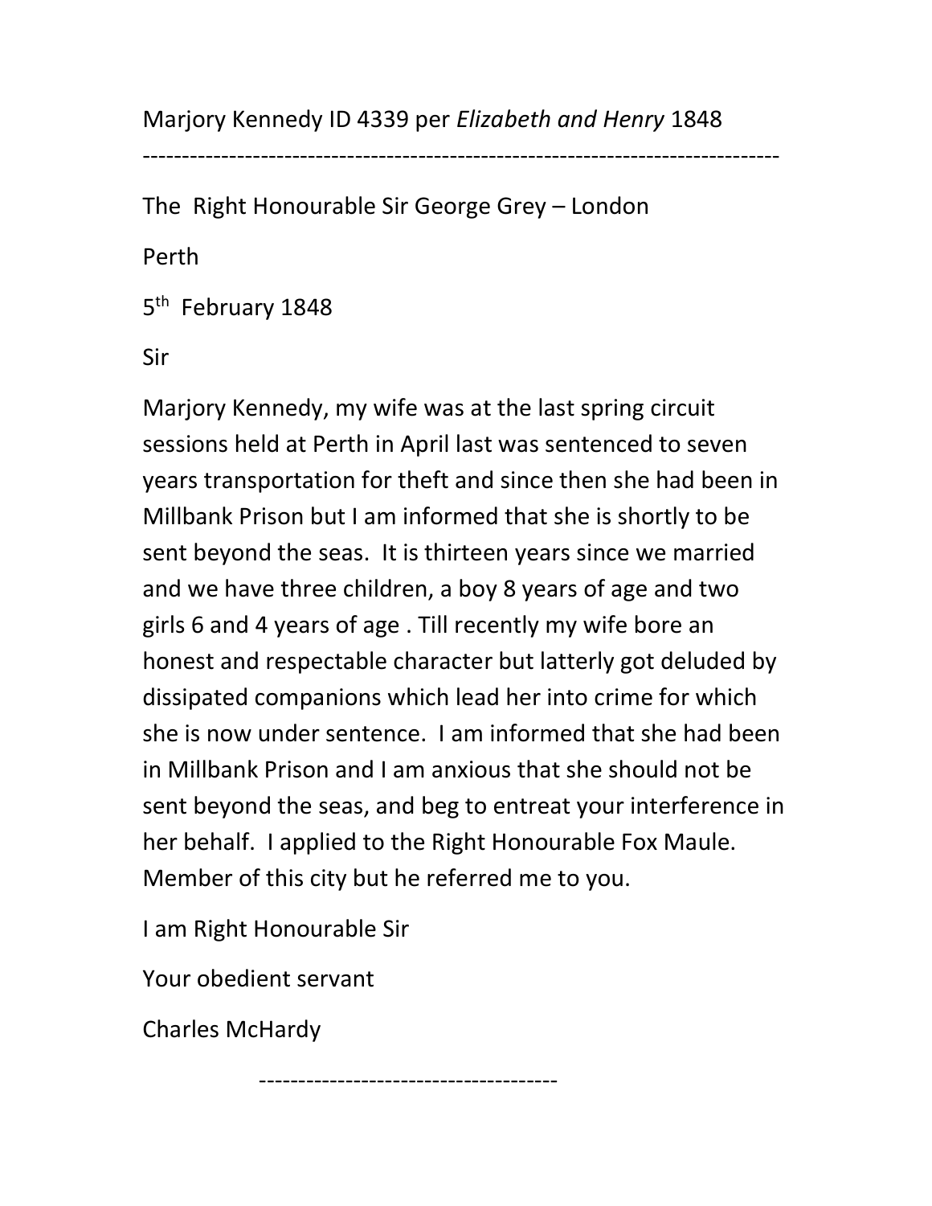Marjory Kennedy ID 4339 per *Elizabeth and Henry* 1848

---

The Right Honourable Sir George Grey – London

Perth

5th February 1848

Sir

Marjory Kennedy, my wife was at the last spring circuit sessions held at Perth in April last was sentenced to seven years transportation for theft and since then she had been in Millbank Prison but I am informed that she is shortly to be sent beyond the seas. It is thirteen years since we married and we have three children, a boy 8 years of age and two girls 6 and 4 years of age . Till recently my wife bore an honest and respectable character but latterly got deluded by dissipated companions which lead her into crime for which she is now under sentence. I am informed that she had been in Millbank Prison and I am anxious that she should not be sent beyond the seas, and beg to entreat your interference in her behalf. I applied to the Right Honourable Fox Maule. Member of this city but he referred me to you.

I am Right Honourable Sir

Your obedient servant

Charles McHardy

---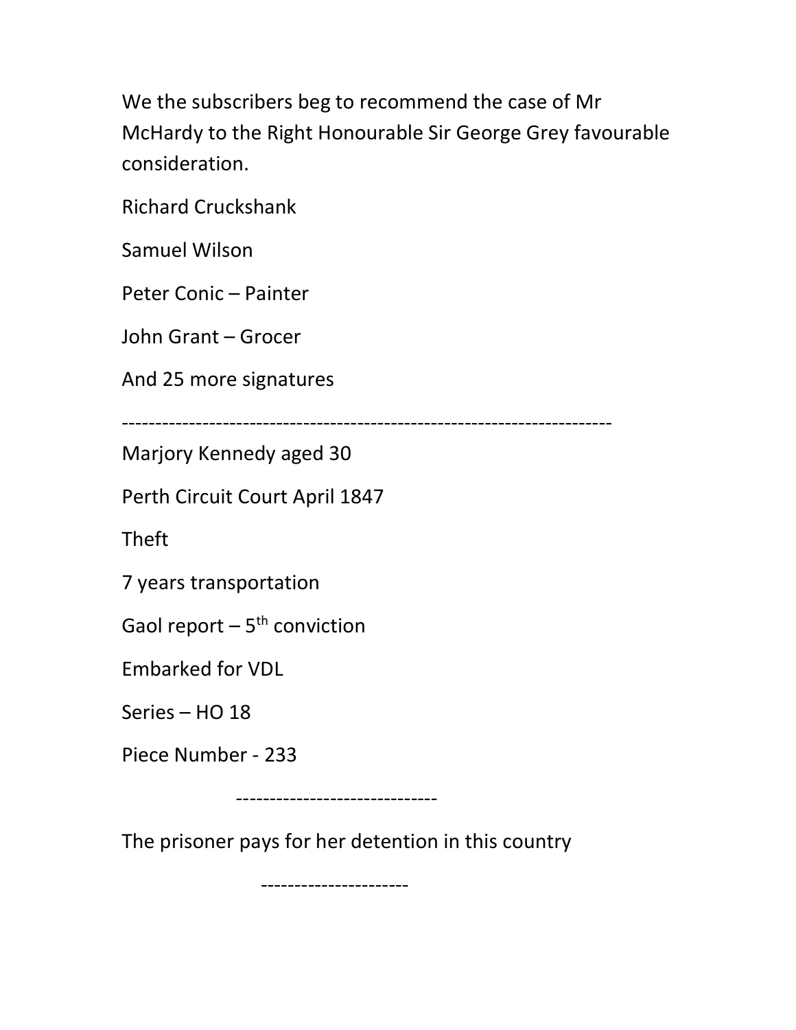We the subscribers beg to recommend the case of Mr McHardy to the Right Honourable Sir George Grey favourable consideration.

Richard Cruckshank

Samuel Wilson

Peter Conic – Painter

John Grant – Grocer

And 25 more signatures

---

Marjory Kennedy aged 30

Perth Circuit Court April 1847

Theft

7 years transportation

Gaol report – 5th conviction

Embarked for VDL

Series – HO 18

Piece Number - 233

------------------------------

The prisoner pays for her detention in this country

----------------------